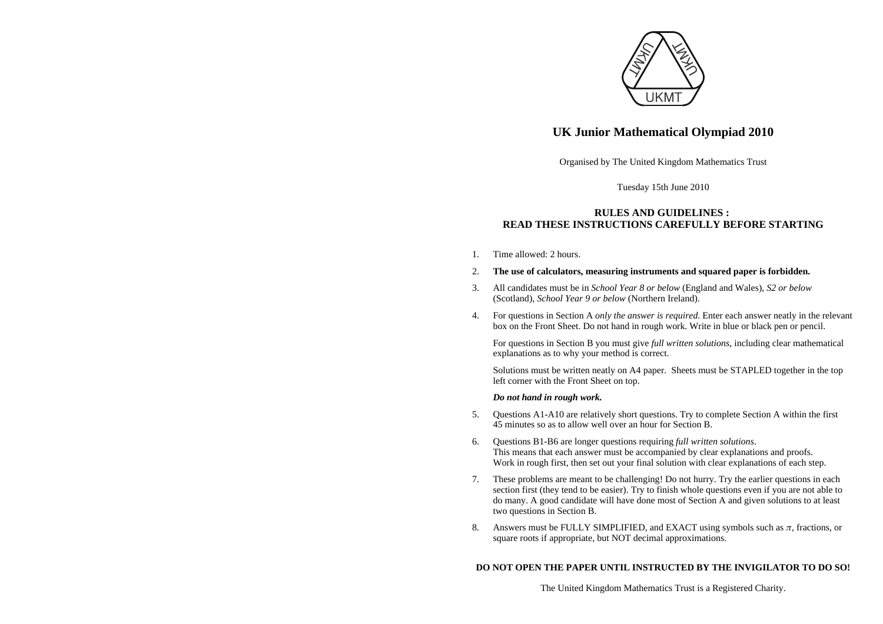# UK Junior Mathematical Olympiad 2010

Organised by The United Kingdom Mathematics Trust

Tuesday 15th June 2010

**RULES AND GUIDELINES :**
**READ THESE INSTRUCTIONS CAREFULLY BEFORE STARTING**

1. Time allowed: 2 hours.

2. **The use of calculators, measuring instruments and squared paper is forbidden.**

3. All candidates must be in *School Year 8 or below* (England and Wales), *S2 or below* (Scotland), *School Year 9 or below* (Northern Ireland).

4. For questions in Section A *only the answer is required.* Enter each answer neatly in the relevant box on the Front Sheet. Do not hand in rough work. Write in blue or black pen or pencil.

   For questions in Section B you must give *full written solutions*, including clear mathematical explanations as to why your method is correct.

   Solutions must be written neatly on A4 paper. Sheets must be STAPLED together in the top left corner with the Front Sheet on top.

   ***Do not hand in rough work.***

5. Questions A1-A10 are relatively short questions. Try to complete Section A within the first 45 minutes so as to allow well over an hour for Section B.

6. Questions B1-B6 are longer questions requiring *full written solutions*. This means that each answer must be accompanied by clear explanations and proofs. Work in rough first, then set out your final solution with clear explanations of each step.

7. These problems are meant to be challenging! Do not hurry. Try the earlier questions in each section first (they tend to be easier). Try to finish whole questions even if you are not able to do many. A good candidate will have done most of Section A and given solutions to at least two questions in Section B.

8. Answers must be FULLY SIMPLIFIED, and EXACT using symbols such as $\pi$, fractions, or square roots if appropriate, but NOT decimal approximations.

**DO NOT OPEN THE PAPER UNTIL INSTRUCTED BY THE INVIGILATOR TO DO SO!**

The United Kingdom Mathematics Trust is a Registered Charity.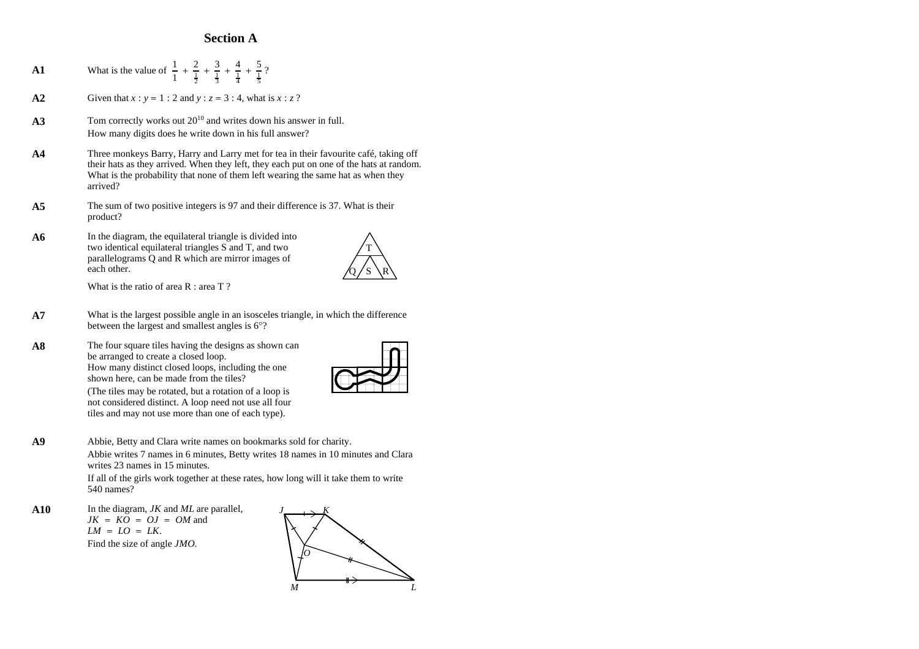## Section A

**A1** What is the value of $\frac{1}{1} + \frac{2}{\frac{1}{2}} + \frac{3}{\frac{1}{3}} + \frac{4}{\frac{1}{4}} + \frac{5}{\frac{1}{5}}$ ?

**A2** Given that $x : y = 1 : 2$ and $y : z = 3 : 4$, what is $x : z$ ?

**A3** Tom correctly works out $20^{10}$ and writes down his answer in full.
How many digits does he write down in his full answer?

**A4** Three monkeys Barry, Harry and Larry met for tea in their favourite café, taking off their hats as they arrived. When they left, they each put on one of the hats at random. What is the probability that none of them left wearing the same hat as when they arrived?

**A5** The sum of two positive integers is 97 and their difference is 37. What is their product?

**A6** In the diagram, the equilateral triangle is divided into two identical equilateral triangles S and T, and two parallelograms Q and R which are mirror images of each other.

What is the ratio of area R : area T ?

**A7** What is the largest possible angle in an isosceles triangle, in which the difference between the largest and smallest angles is 6°?

**A8** The four square tiles having the designs as shown can be arranged to create a closed loop.
How many distinct closed loops, including the one shown here, can be made from the tiles?
(The tiles may be rotated, but a rotation of a loop is not considered distinct. A loop need not use all four tiles and may not use more than one of each type).

**A9** Abbie, Betty and Clara write names on bookmarks sold for charity.
Abbie writes 7 names in 6 minutes, Betty writes 18 names in 10 minutes and Clara writes 23 names in 15 minutes.
If all of the girls work together at these rates, how long will it take them to write 540 names?

**A10** In the diagram, $JK$ and $ML$ are parallel, $JK = KO = OJ = OM$ and $LM = LO = LK$.
Find the size of angle $JMO$.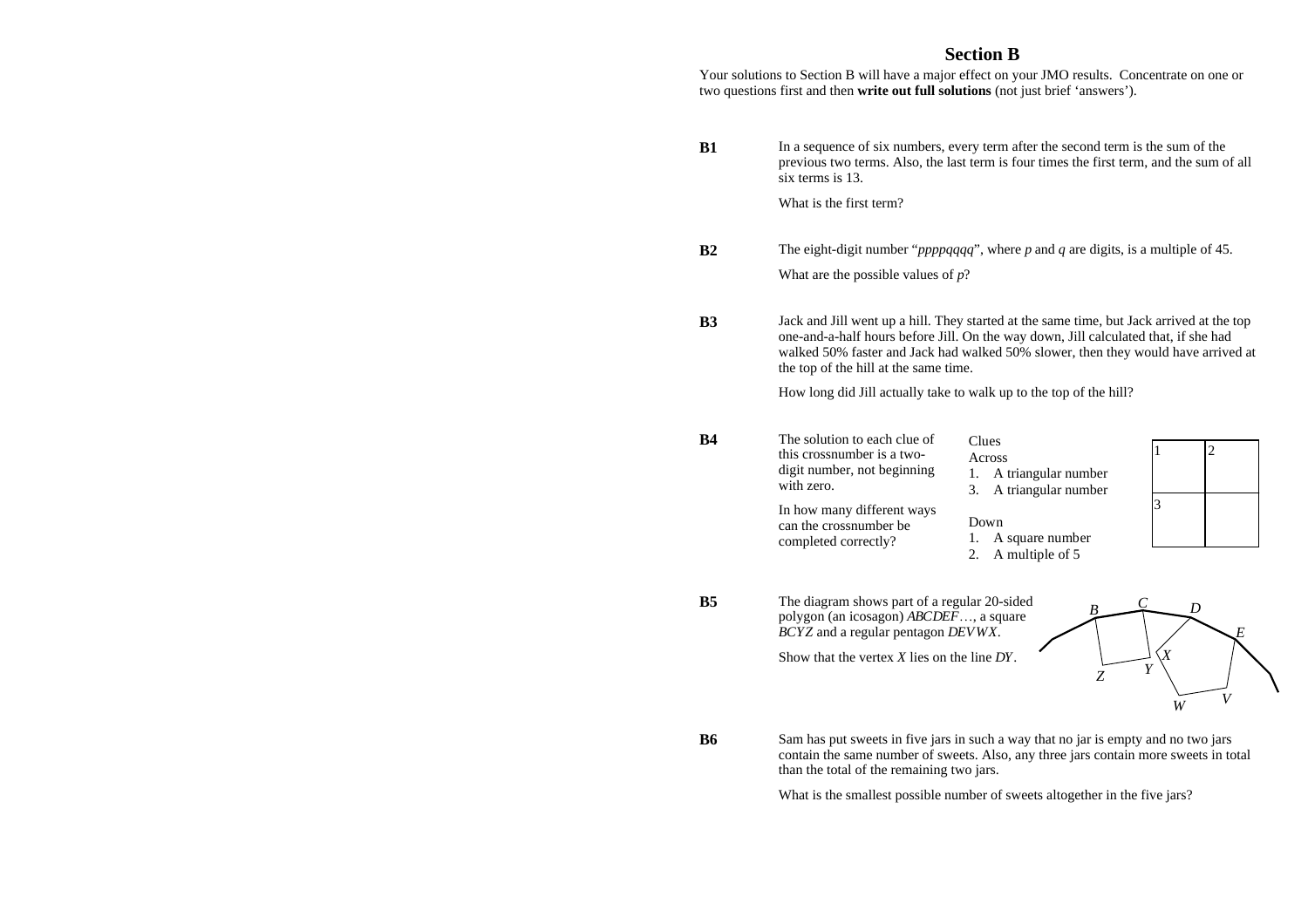## Section B

Your solutions to Section B will have a major effect on your JMO results. Concentrate on one or two questions first and then **write out full solutions** (not just brief 'answers').

**B1** In a sequence of six numbers, every term after the second term is the sum of the previous two terms. Also, the last term is four times the first term, and the sum of all six terms is 13.

What is the first term?

**B2** The eight-digit number "*ppppqqqq*", where $p$ and $q$ are digits, is a multiple of 45.

What are the possible values of $p$?

**B3** Jack and Jill went up a hill. They started at the same time, but Jack arrived at the top one-and-a-half hours before Jill. On the way down, Jill calculated that, if she had walked 50% faster and Jack had walked 50% slower, then they would have arrived at the top of the hill at the same time.

How long did Jill actually take to walk up to the top of the hill?

**B4** The solution to each clue of this crossnumber is a two-digit number, not beginning with zero.

In how many different ways can the crossnumber be completed correctly?

Clues

Across
1. A triangular number
3. A triangular number

Down
1. A square number
2. A multiple of 5

| 1 | 2 |
|---|---|
| 3 |   |

**B5** The diagram shows part of a regular 20-sided polygon (an icosagon) *ABCDEF*…, a square *BCYZ* and a regular pentagon *DEVWX*.

Show that the vertex $X$ lies on the line $DY$.

**B6** Sam has put sweets in five jars in such a way that no jar is empty and no two jars contain the same number of sweets. Also, any three jars contain more sweets in total than the total of the remaining two jars.

What is the smallest possible number of sweets altogether in the five jars?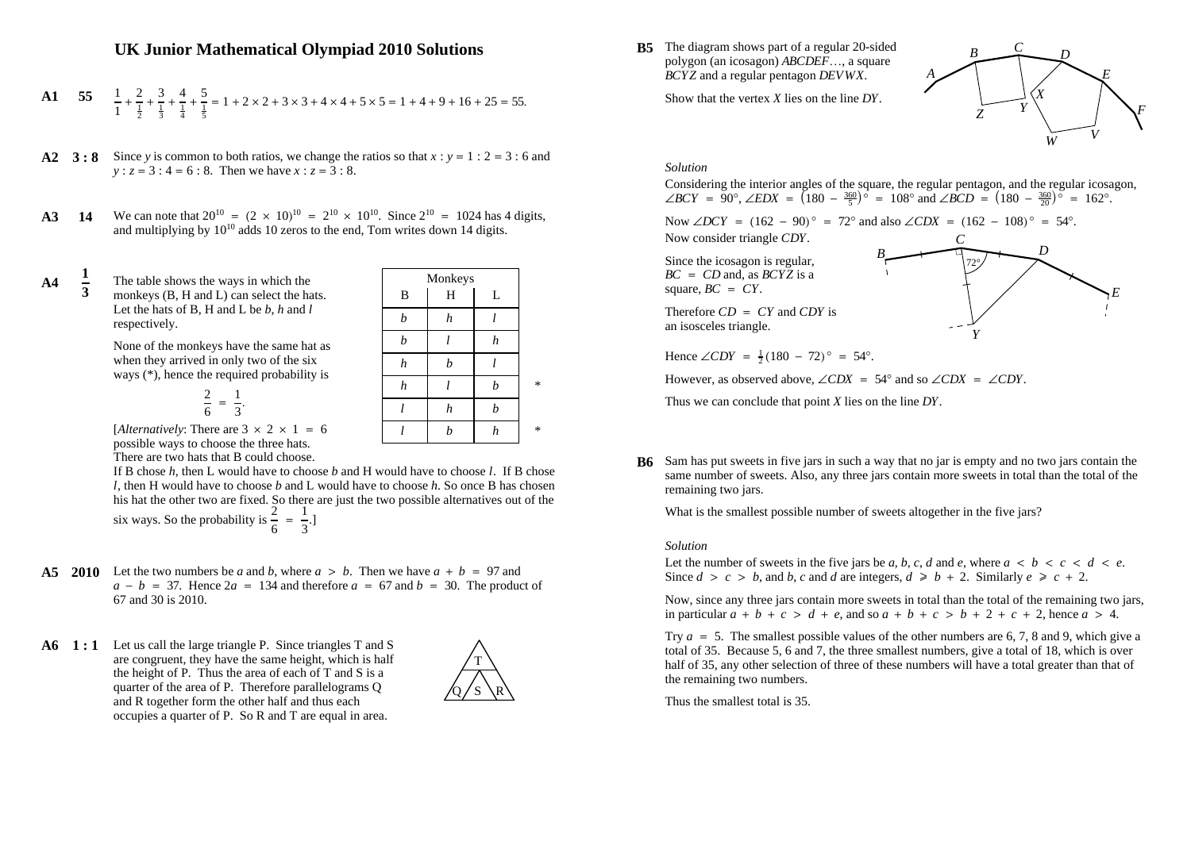# UK Junior Mathematical Olympiad 2010 Solutions

**A1** **55** $\dfrac{1}{1} + \dfrac{2}{\frac{1}{2}} + \dfrac{3}{\frac{1}{3}} + \dfrac{4}{\frac{1}{4}} + \dfrac{5}{\frac{1}{5}} = 1 + 2 \times 2 + 3 \times 3 + 4 \times 4 + 5 \times 5 = 1 + 4 + 9 + 16 + 25 = 55.$

**A2** **3 : 8** Since $y$ is common to both ratios, we change the ratios so that $x : y = 1 : 2 = 3 : 6$ and $y : z = 3 : 4 = 6 : 8$. Then we have $x : z = 3 : 8$.

**A3** **14** We can note that $20^{10} = (2 \times 10)^{10} = 2^{10} \times 10^{10}$. Since $2^{10} = 1024$ has 4 digits, and multiplying by $10^{10}$ adds 10 zeros to the end, Tom writes down 14 digits.

**A4** $\mathbf{\frac{1}{3}}$ The table shows the ways in which the monkeys (B, H and L) can select the hats. Let the hats of B, H and L be $b$, $h$ and $l$ respectively.

None of the monkeys have the same hat as when they arrived in only two of the six ways (*), hence the required probability is

$$\frac{2}{6} = \frac{1}{3}.$$

| Monkeys | | | |
|---|---|---|---|
| B | H | L | |
| $b$ | $h$ | $l$ | |
| $b$ | $l$ | $h$ | |
| $h$ | $b$ | $l$ | |
| $h$ | $l$ | $b$ | * |
| $l$ | $h$ | $b$ | |
| $l$ | $b$ | $h$ | * |

[*Alternatively*: There are $3 \times 2 \times 1 = 6$ possible ways to choose the three hats. There are two hats that B could choose. If B chose $h$, then L would have to choose $b$ and H would have to choose $l$. If B chose $l$, then H would have to choose $b$ and L would have to choose $h$. So once B has chosen his hat the other two are fixed. So there are just the two possible alternatives out of the six ways. So the probability is $\frac{2}{6} = \frac{1}{3}$.]

**A5** **2010** Let the two numbers be $a$ and $b$, where $a > b$. Then we have $a + b = 97$ and $a - b = 37$. Hence $2a = 134$ and therefore $a = 67$ and $b = 30$. The product of 67 and 30 is 2010.

**A6** **1 : 1** Let us call the large triangle P. Since triangles T and S are congruent, they have the same height, which is half the height of P. Thus the area of each of T and S is a quarter of the area of P. Therefore parallelograms Q and R together form the other half and thus each occupies a quarter of P. So R and T are equal in area.

**B5** The diagram shows part of a regular 20-sided polygon (an icosagon) $ABCDEF\ldots$, a square $BCYZ$ and a regular pentagon $DEVWX$.

Show that the vertex $X$ lies on the line $DY$.

*Solution*

Considering the interior angles of the square, the regular pentagon, and the regular icosagon, $\angle BCY = 90^\circ$, $\angle EDX = \left(180 - \frac{360}{5}\right)^\circ = 108^\circ$ and $\angle BCD = \left(180 - \frac{360}{20}\right)^\circ = 162^\circ$.

Now $\angle DCY = (162 - 90)^\circ = 72^\circ$ and also $\angle CDX = (162 - 108)^\circ = 54^\circ$.

Now consider triangle $CDY$.

Since the icosagon is regular, $BC = CD$ and, as $BCYZ$ is a square, $BC = CY$.

Therefore $CD = CY$ and $CDY$ is an isosceles triangle.

Hence $\angle CDY = \frac{1}{2}(180 - 72)^\circ = 54^\circ$.

However, as observed above, $\angle CDX = 54^\circ$ and so $\angle CDX = \angle CDY$.

Thus we can conclude that point $X$ lies on the line $DY$.

**B6** Sam has put sweets in five jars in such a way that no jar is empty and no two jars contain the same number of sweets. Also, any three jars contain more sweets in total than the total of the remaining two jars.

What is the smallest possible number of sweets altogether in the five jars?

*Solution*

Let the number of sweets in the five jars be $a$, $b$, $c$, $d$ and $e$, where $a < b < c < d < e$. Since $d > c > b$, and $b$, $c$ and $d$ are integers, $d \geqslant b + 2$. Similarly $e \geqslant c + 2$.

Now, since any three jars contain more sweets in total than the total of the remaining two jars, in particular $a + b + c > d + e$, and so $a + b + c > b + 2 + c + 2$, hence $a > 4$.

Try $a = 5$. The smallest possible values of the other numbers are 6, 7, 8 and 9, which give a total of 35. Because 5, 6 and 7, the three smallest numbers, give a total of 18, which is over half of 35, any other selection of three of these numbers will have a total greater than that of the remaining two numbers.

Thus the smallest total is 35.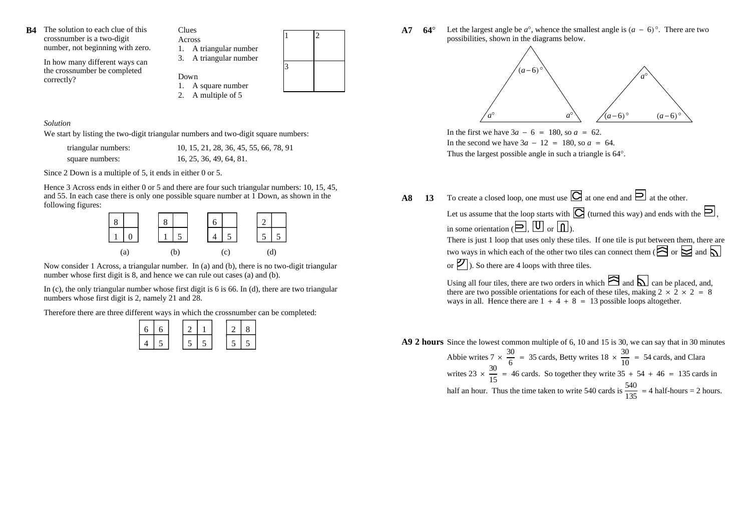**B4** The solution to each clue of this crossnumber is a two-digit number, not beginning with zero.

In how many different ways can the crossnumber be completed correctly?

Clues

Across
1. A triangular number
3. A triangular number

Down
1. A square number
2. A multiple of 5

| 1 | 2 |
|---|---|
| 3 | |

*Solution*

We start by listing the two-digit triangular numbers and two-digit square numbers:

| | |
|---|---|
| triangular numbers: | 10, 15, 21, 28, 36, 45, 55, 66, 78, 91 |
| square numbers: | 16, 25, 36, 49, 64, 81. |

Since 2 Down is a multiple of 5, it ends in either 0 or 5.

Hence 3 Across ends in either 0 or 5 and there are four such triangular numbers: 10, 15, 45, and 55. In each case there is only one possible square number at 1 Down, as shown in the following figures:

(a)

| 8 | |
|---|---|
| 1 | 0 |

(b)

| 8 | |
|---|---|
| 1 | 5 |

(c)

| 6 | |
|---|---|
| 4 | 5 |

(d)

| 2 | |
|---|---|
| 5 | 5 |

Now consider 1 Across, a triangular number. In (a) and (b), there is no two-digit triangular number whose first digit is 8, and hence we can rule out cases (a) and (b).

In (c), the only triangular number whose first digit is 6 is 66. In (d), there are two triangular numbers whose first digit is 2, namely 21 and 28.

Therefore there are three different ways in which the crossnumber can be completed:

| 6 | 6 |
|---|---|
| 4 | 5 |

| 2 | 1 |
|---|---|
| 5 | 5 |

| 2 | 8 |
|---|---|
| 5 | 5 |

**A7 64°** Let the largest angle be $a°$, whence the smallest angle is $(a - 6)°$. There are two possibilities, shown in the diagrams below.

In the first we have $3a - 6 = 180$, so $a = 62$.
In the second we have $3a - 12 = 180$, so $a = 64$.
Thus the largest possible angle in such a triangle is 64°.

**A8 13** To create a closed loop, one must use one tile at one end and another at the other.

Let us assume that the loop starts with the first (turned this way) and ends with the second, in some orientation. There is just 1 loop that uses only these tiles. If one tile is put between them, there are two ways in which each of the other two tiles can connect them. So there are 4 loops with three tiles.

Using all four tiles, there are two orders in which the two middle tiles can be placed, and, there are two possible orientations for each of these tiles, making $2 \times 2 \times 2 = 8$ ways in all. Hence there are $1 + 4 + 8 = 13$ possible loops altogether.

**A9 2 hours** Since the lowest common multiple of 6, 10 and 15 is 30, we can say that in 30 minutes Abbie writes $7 \times \frac{30}{6} = 35$ cards, Betty writes $18 \times \frac{30}{10} = 54$ cards, and Clara writes $23 \times \frac{30}{15} = 46$ cards. So together they write $35 + 54 + 46 = 135$ cards in half an hour. Thus the time taken to write 540 cards is $\frac{540}{135} = 4$ half-hours = 2 hours.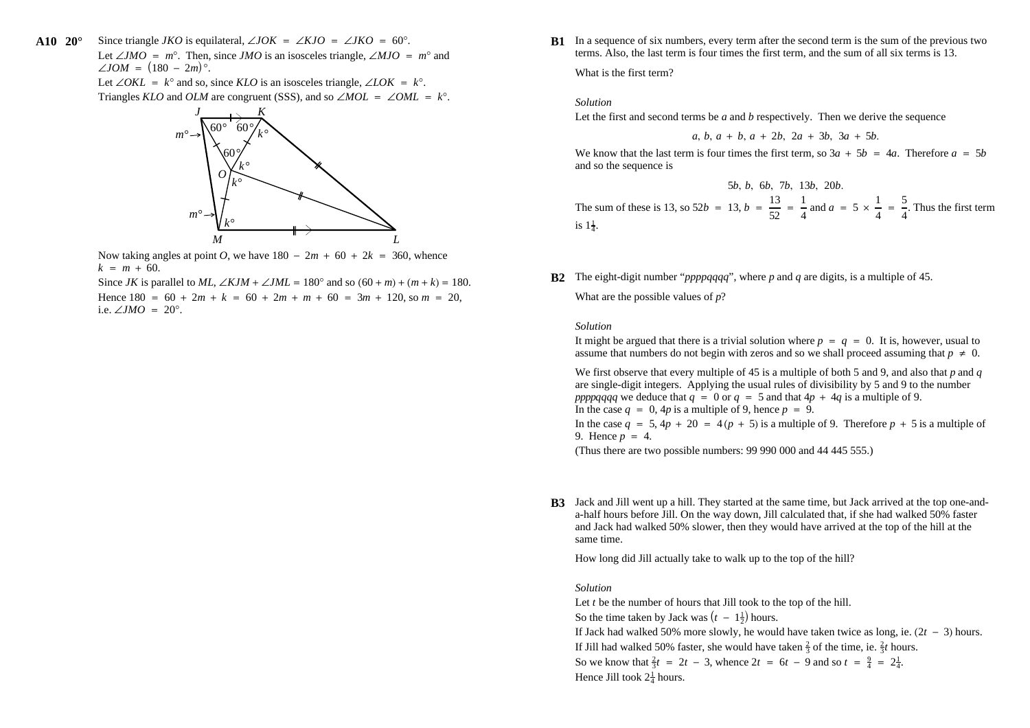**A10 20°** Since triangle $JKO$ is equilateral, $\angle JOK = \angle KJO = \angle JKO = 60°$.
Let $\angle JMO = m°$. Then, since $JMO$ is an isosceles triangle, $\angle MJO = m°$ and $\angle JOM = (180 - 2m)°$.
Let $\angle OKL = k°$ and so, since $KLO$ is an isosceles triangle, $\angle LOK = k°$.
Triangles $KLO$ and $OLM$ are congruent (SSS), and so $\angle MOL = \angle OML = k°$.

J K 60° 60° m° k° 60° k° O k° m° k° M L

Now taking angles at point $O$, we have $180 - 2m + 60 + 2k = 360$, whence $k = m + 60$.
Since $JK$ is parallel to $ML$, $\angle KJM + \angle JML = 180°$ and so $(60 + m) + (m + k) = 180$.
Hence $180 = 60 + 2m + k = 60 + 2m + m + 60 = 3m + 120$, so $m = 20$, i.e. $\angle JMO = 20°$.

**B1** In a sequence of six numbers, every term after the second term is the sum of the previous two terms. Also, the last term is four times the first term, and the sum of all six terms is 13.

What is the first term?

*Solution*

Let the first and second terms be $a$ and $b$ respectively. Then we derive the sequence

$$a,\ b,\ a + b,\ a + 2b,\ 2a + 3b,\ 3a + 5b.$$

We know that the last term is four times the first term, so $3a + 5b = 4a$. Therefore $a = 5b$ and so the sequence is

$$5b,\ b,\ 6b,\ 7b,\ 13b,\ 20b.$$

The sum of these is 13, so $52b = 13$, $b = \frac{13}{52} = \frac{1}{4}$ and $a = 5 \times \frac{1}{4} = \frac{5}{4}$. Thus the first term is $1\frac{1}{4}$.

**B2** The eight-digit number "$ppppqqqq$", where $p$ and $q$ are digits, is a multiple of 45.

What are the possible values of $p$?

*Solution*

It might be argued that there is a trivial solution where $p = q = 0$. It is, however, usual to assume that numbers do not begin with zeros and so we shall proceed assuming that $p \neq 0$.

We first observe that every multiple of 45 is a multiple of both 5 and 9, and also that $p$ and $q$ are single-digit integers. Applying the usual rules of divisibility by 5 and 9 to the number $ppppqqqq$ we deduce that $q = 0$ or $q = 5$ and that $4p + 4q$ is a multiple of 9.
In the case $q = 0$, $4p$ is a multiple of 9, hence $p = 9$.
In the case $q = 5$, $4p + 20 = 4(p + 5)$ is a multiple of 9. Therefore $p + 5$ is a multiple of 9. Hence $p = 4$.
(Thus there are two possible numbers: 99 990 000 and 44 445 555.)

**B3** Jack and Jill went up a hill. They started at the same time, but Jack arrived at the top one-and-a-half hours before Jill. On the way down, Jill calculated that, if she had walked 50% faster and Jack had walked 50% slower, then they would have arrived at the top of the hill at the same time.

How long did Jill actually take to walk up to the top of the hill?

*Solution*

Let $t$ be the number of hours that Jill took to the top of the hill.
So the time taken by Jack was $\left(t - 1\frac{1}{2}\right)$ hours.
If Jack had walked 50% more slowly, he would have taken twice as long, ie. $(2t - 3)$ hours.
If Jill had walked 50% faster, she would have taken $\frac{2}{3}$ of the time, ie. $\frac{2}{3}t$ hours.
So we know that $\frac{2}{3}t = 2t - 3$, whence $2t = 6t - 9$ and so $t = \frac{9}{4} = 2\frac{1}{4}$.
Hence Jill took $2\frac{1}{4}$ hours.